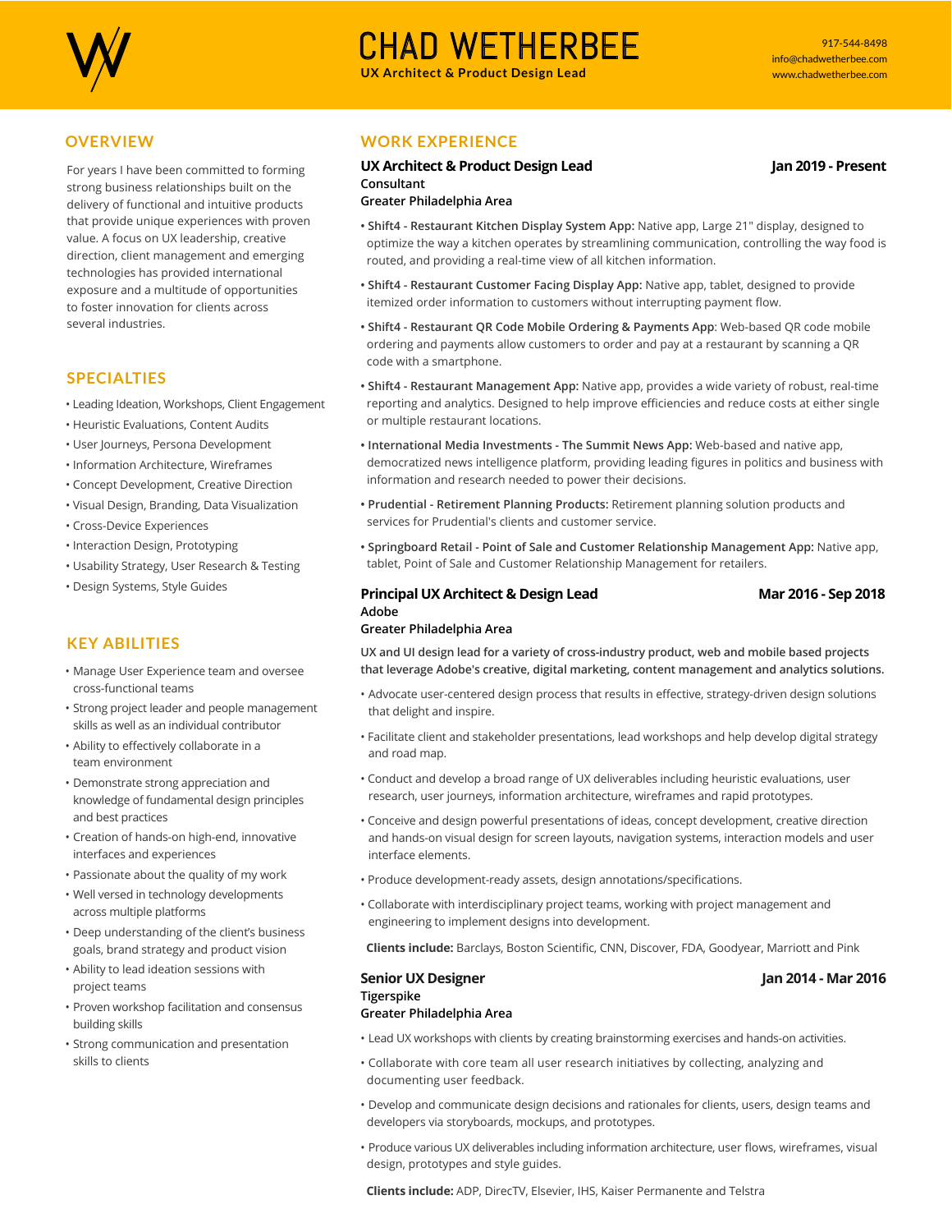# CHAD WETHERBEE

**UX Architect & Product Design Lead**

917-544-8498
info@chadwetherbee.com
www.chadwetherbee.com

## OVERVIEW

For years I have been committed to forming strong business relationships built on the delivery of functional and intuitive products that provide unique experiences with proven value. A focus on UX leadership, creative direction, client management and emerging technologies has provided international exposure and a multitude of opportunities to foster innovation for clients across several industries.

## SPECIALTIES

- Leading Ideation, Workshops, Client Engagement
- Heuristic Evaluations, Content Audits
- User Journeys, Persona Development
- Information Architecture, Wireframes
- Concept Development, Creative Direction
- Visual Design, Branding, Data Visualization
- Cross-Device Experiences
- Interaction Design, Prototyping
- Usability Strategy, User Research & Testing
- Design Systems, Style Guides

## KEY ABILITIES

- Manage User Experience team and oversee cross-functional teams
- Strong project leader and people management skills as well as an individual contributor
- Ability to effectively collaborate in a team environment
- Demonstrate strong appreciation and knowledge of fundamental design principles and best practices
- Creation of hands-on high-end, innovative interfaces and experiences
- Passionate about the quality of my work
- Well versed in technology developments across multiple platforms
- Deep understanding of the client's business goals, brand strategy and product vision
- Ability to lead ideation sessions with project teams
- Proven workshop facilitation and consensus building skills
- Strong communication and presentation skills to clients

## WORK EXPERIENCE

### UX Architect & Product Design Lead — Jan 2019 - Present

**Consultant**
**Greater Philadelphia Area**

- **Shift4 - Restaurant Kitchen Display System App:** Native app, Large 21" display, designed to optimize the way a kitchen operates by streamlining communication, controlling the way food is routed, and providing a real-time view of all kitchen information.
- **Shift4 - Restaurant Customer Facing Display App:** Native app, tablet, designed to provide itemized order information to customers without interrupting payment flow.
- **Shift4 - Restaurant QR Code Mobile Ordering & Payments App**: Web-based QR code mobile ordering and payments allow customers to order and pay at a restaurant by scanning a QR code with a smartphone.
- **Shift4 - Restaurant Management App:** Native app, provides a wide variety of robust, real-time reporting and analytics. Designed to help improve efficiencies and reduce costs at either single or multiple restaurant locations.
- **International Media Investments - The Summit News App:** Web-based and native app, democratized news intelligence platform, providing leading figures in politics and business with information and research needed to power their decisions.
- **Prudential - Retirement Planning Products:** Retirement planning solution products and services for Prudential's clients and customer service.
- **Springboard Retail - Point of Sale and Customer Relationship Management App:** Native app, tablet, Point of Sale and Customer Relationship Management for retailers.

### Principal UX Architect & Design Lead — Mar 2016 - Sep 2018

**Adobe**
**Greater Philadelphia Area**

**UX and UI design lead for a variety of cross-industry product, web and mobile based projects that leverage Adobe's creative, digital marketing, content management and analytics solutions.**

- Advocate user-centered design process that results in effective, strategy-driven design solutions that delight and inspire.
- Facilitate client and stakeholder presentations, lead workshops and help develop digital strategy and road map.
- Conduct and develop a broad range of UX deliverables including heuristic evaluations, user research, user journeys, information architecture, wireframes and rapid prototypes.
- Conceive and design powerful presentations of ideas, concept development, creative direction and hands-on visual design for screen layouts, navigation systems, interaction models and user interface elements.
- Produce development-ready assets, design annotations/specifications.
- Collaborate with interdisciplinary project teams, working with project management and engineering to implement designs into development.

**Clients include:** Barclays, Boston Scientific, CNN, Discover, FDA, Goodyear, Marriott and Pink

### Senior UX Designer — Jan 2014 - Mar 2016

**Tigerspike**
**Greater Philadelphia Area**

- Lead UX workshops with clients by creating brainstorming exercises and hands-on activities.
- Collaborate with core team all user research initiatives by collecting, analyzing and documenting user feedback.
- Develop and communicate design decisions and rationales for clients, users, design teams and developers via storyboards, mockups, and prototypes.
- Produce various UX deliverables including information architecture, user flows, wireframes, visual design, prototypes and style guides.

**Clients include:** ADP, DirecTV, Elsevier, IHS, Kaiser Permanente and Telstra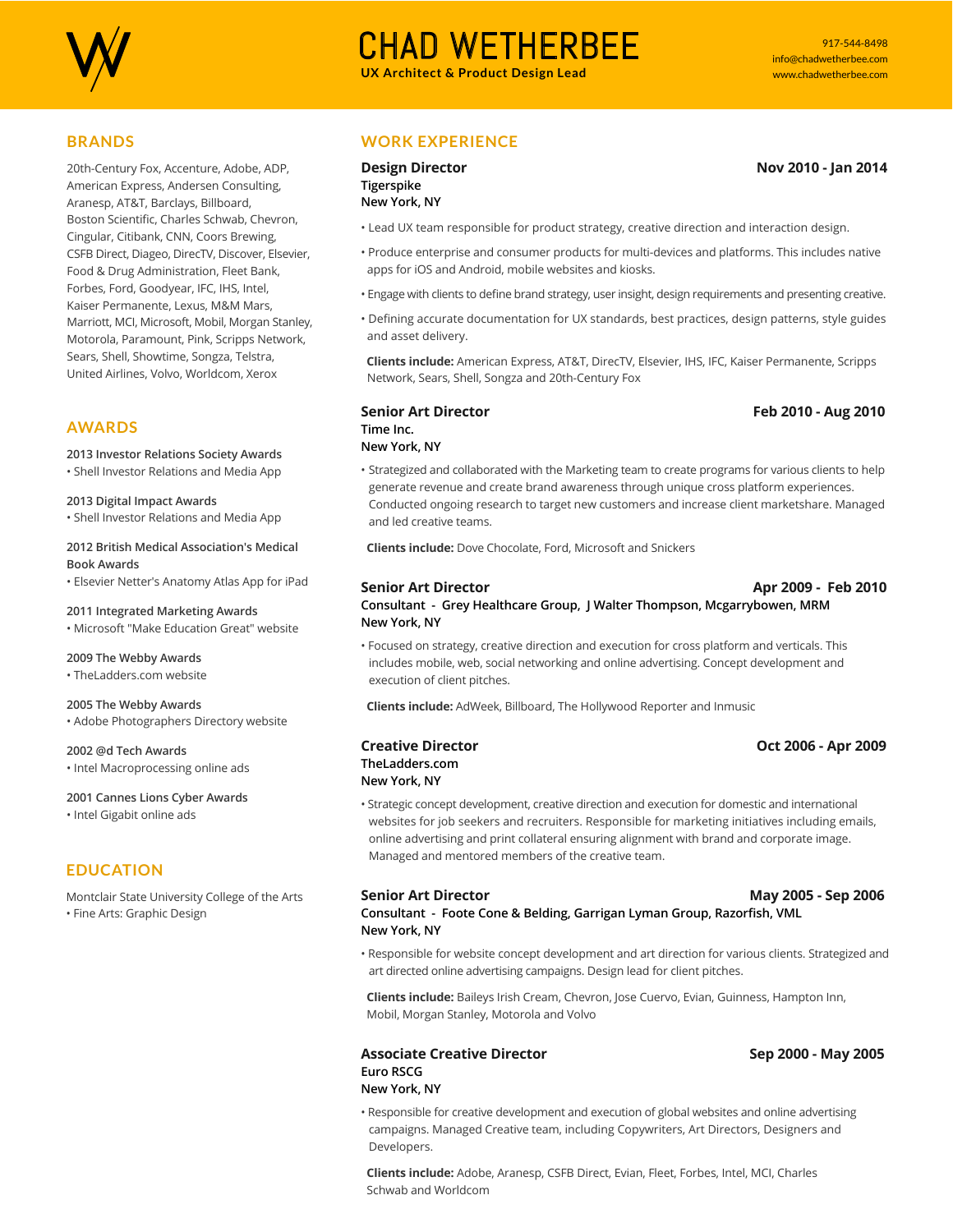# CHAD WETHERBEE

**UX Architect & Product Design Lead**

917-544-8498
info@chadwetherbee.com
www.chadwetherbee.com

## BRANDS

20th-Century Fox, Accenture, Adobe, ADP, American Express, Andersen Consulting, Aranesp, AT&T, Barclays, Billboard, Boston Scientific, Charles Schwab, Chevron, Cingular, Citibank, CNN, Coors Brewing, CSFB Direct, Diageo, DirecTV, Discover, Elsevier, Food & Drug Administration, Fleet Bank, Forbes, Ford, Goodyear, IFC, IHS, Intel, Kaiser Permanente, Lexus, M&M Mars, Marriott, MCI, Microsoft, Mobil, Morgan Stanley, Motorola, Paramount, Pink, Scripps Network, Sears, Shell, Showtime, Songza, Telstra, United Airlines, Volvo, Worldcom, Xerox

## AWARDS

**2013 Investor Relations Society Awards**
- Shell Investor Relations and Media App

**2013 Digital Impact Awards**
- Shell Investor Relations and Media App

**2012 British Medical Association's Medical Book Awards**
- Elsevier Netter's Anatomy Atlas App for iPad

**2011 Integrated Marketing Awards**
- Microsoft "Make Education Great" website

**2009 The Webby Awards**
- TheLadders.com website

**2005 The Webby Awards**
- Adobe Photographers Directory website

**2002 @d Tech Awards**
- Intel Macroprocessing online ads

**2001 Cannes Lions Cyber Awards**
- Intel Gigabit online ads

## EDUCATION

Montclair State University College of the Arts
- Fine Arts: Graphic Design

## WORK EXPERIENCE

### Design Director — Nov 2010 - Jan 2014
**Tigerspike**
**New York, NY**

- Lead UX team responsible for product strategy, creative direction and interaction design.
- Produce enterprise and consumer products for multi-devices and platforms. This includes native apps for iOS and Android, mobile websites and kiosks.
- Engage with clients to define brand strategy, user insight, design requirements and presenting creative.
- Defining accurate documentation for UX standards, best practices, design patterns, style guides and asset delivery.

**Clients include:** American Express, AT&T, DirecTV, Elsevier, IHS, IFC, Kaiser Permanente, Scripps Network, Sears, Shell, Songza and 20th-Century Fox

### Senior Art Director — Feb 2010 - Aug 2010
**Time Inc.**
**New York, NY**

- Strategized and collaborated with the Marketing team to create programs for various clients to help generate revenue and create brand awareness through unique cross platform experiences. Conducted ongoing research to target new customers and increase client marketshare. Managed and led creative teams.

**Clients include:** Dove Chocolate, Ford, Microsoft and Snickers

### Senior Art Director — Apr 2009 - Feb 2010
**Consultant - Grey Healthcare Group, J Walter Thompson, Mcgarrybowen, MRM**
**New York, NY**

- Focused on strategy, creative direction and execution for cross platform and verticals. This includes mobile, web, social networking and online advertising. Concept development and execution of client pitches.

**Clients include:** AdWeek, Billboard, The Hollywood Reporter and Inmusic

### Creative Director — Oct 2006 - Apr 2009
**TheLadders.com**
**New York, NY**

- Strategic concept development, creative direction and execution for domestic and international websites for job seekers and recruiters. Responsible for marketing initiatives including emails, online advertising and print collateral ensuring alignment with brand and corporate image. Managed and mentored members of the creative team.

### Senior Art Director — May 2005 - Sep 2006
**Consultant - Foote Cone & Belding, Garrigan Lyman Group, Razorfish, VML**
**New York, NY**

- Responsible for website concept development and art direction for various clients. Strategized and art directed online advertising campaigns. Design lead for client pitches.

**Clients include:** Baileys Irish Cream, Chevron, Jose Cuervo, Evian, Guinness, Hampton Inn, Mobil, Morgan Stanley, Motorola and Volvo

### Associate Creative Director — Sep 2000 - May 2005
**Euro RSCG**
**New York, NY**

- Responsible for creative development and execution of global websites and online advertising campaigns. Managed Creative team, including Copywriters, Art Directors, Designers and Developers.

**Clients include:** Adobe, Aranesp, CSFB Direct, Evian, Fleet, Forbes, Intel, MCI, Charles Schwab and Worldcom